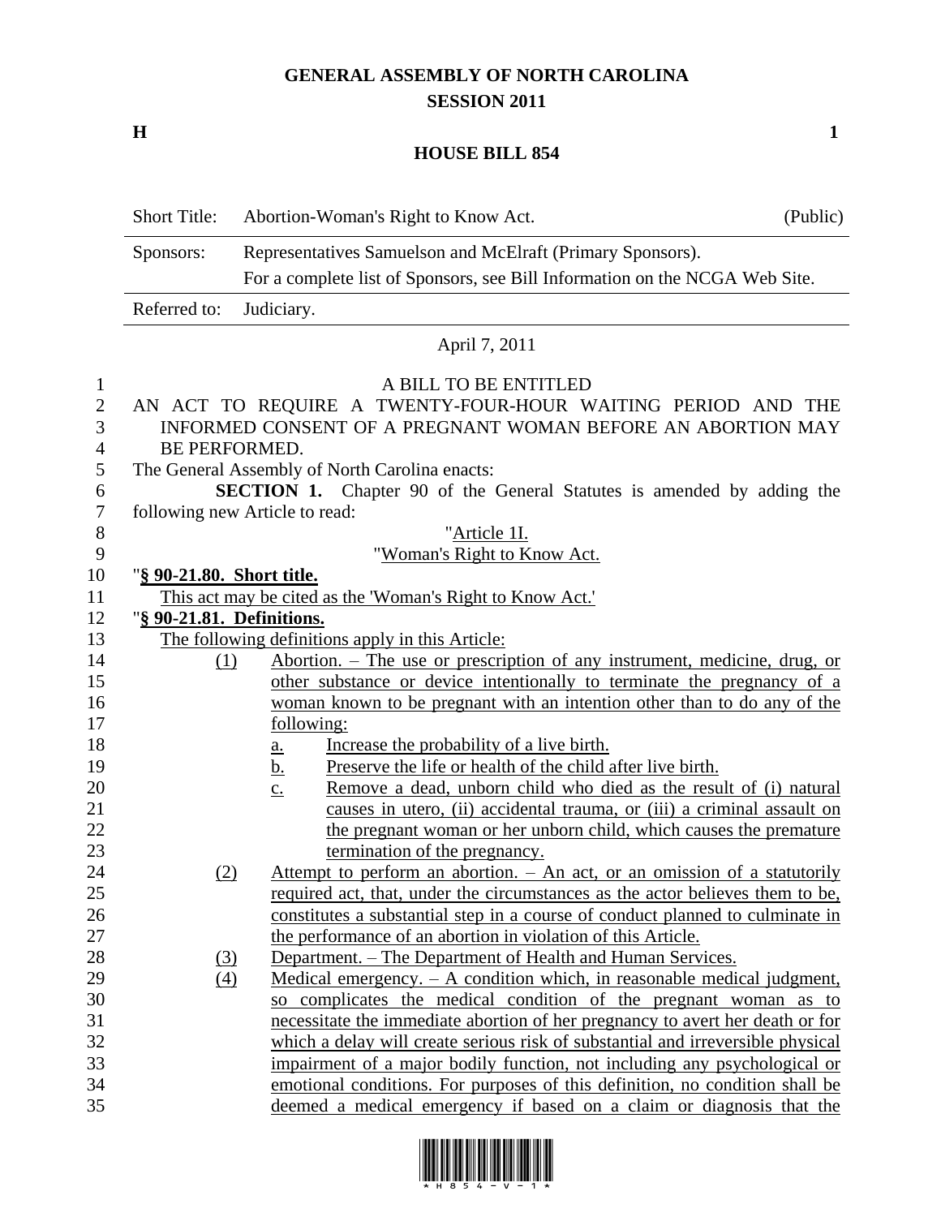# GENERAL ASSEMBLY OF NORTH CAROLINA
## SESSION 2011

**H** **1**

## HOUSE BILL 854

| | | |
|---|---|---|
| Short Title: | Abortion-Woman's Right to Know Act. | (Public) |
| Sponsors: | Representatives Samuelson and McElraft (Primary Sponsors). For a complete list of Sponsors, see Bill Information on the NCGA Web Site. | |
| Referred to: | Judiciary. | |

April 7, 2011

A BILL TO BE ENTITLED

AN ACT TO REQUIRE A TWENTY-FOUR-HOUR WAITING PERIOD AND THE INFORMED CONSENT OF A PREGNANT WOMAN BEFORE AN ABORTION MAY BE PERFORMED.

The General Assembly of North Carolina enacts:

**SECTION 1.** Chapter 90 of the General Statutes is amended by adding the following new Article to read:

"Article 1I.

"Woman's Right to Know Act.

"**§ 90-21.80. Short title.**

This act may be cited as the 'Woman's Right to Know Act.'

"**§ 90-21.81. Definitions.**

The following definitions apply in this Article:

(1) Abortion. – The use or prescription of any instrument, medicine, drug, or other substance or device intentionally to terminate the pregnancy of a woman known to be pregnant with an intention other than to do any of the following:
   a. Increase the probability of a live birth.
   b. Preserve the life or health of the child after live birth.
   c. Remove a dead, unborn child who died as the result of (i) natural causes in utero, (ii) accidental trauma, or (iii) a criminal assault on the pregnant woman or her unborn child, which causes the premature termination of the pregnancy.

(2) Attempt to perform an abortion. – An act, or an omission of a statutorily required act, that, under the circumstances as the actor believes them to be, constitutes a substantial step in a course of conduct planned to culminate in the performance of an abortion in violation of this Article.

(3) Department. – The Department of Health and Human Services.

(4) Medical emergency. – A condition which, in reasonable medical judgment, so complicates the medical condition of the pregnant woman as to necessitate the immediate abortion of her pregnancy to avert her death or for which a delay will create serious risk of substantial and irreversible physical impairment of a major bodily function, not including any psychological or emotional conditions. For purposes of this definition, no condition shall be deemed a medical emergency if based on a claim or diagnosis that the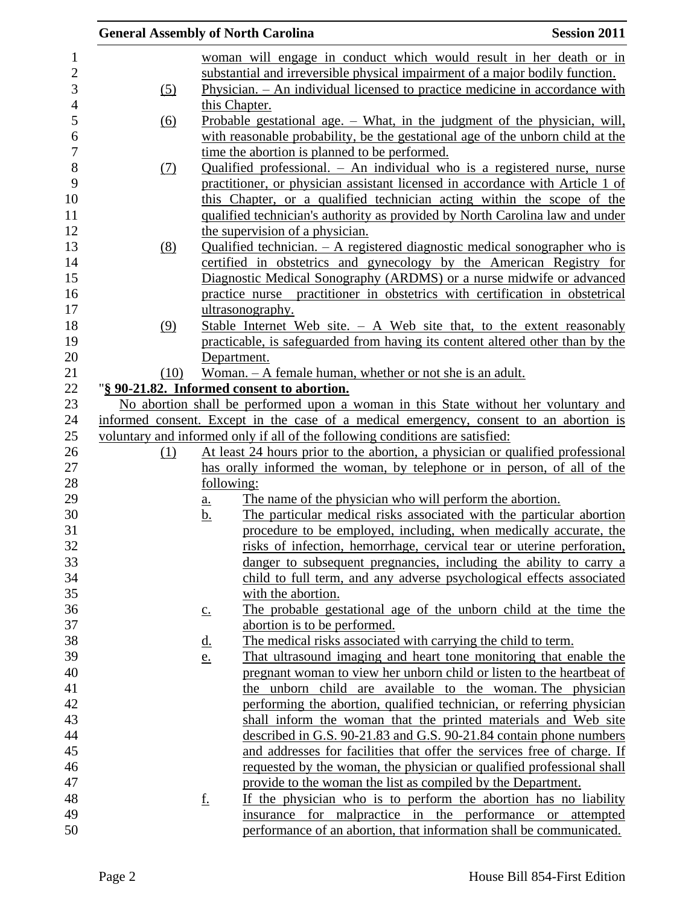woman will engage in conduct which would result in her death or in substantial and irreversible physical impairment of a major bodily function.

(5) Physician. – An individual licensed to practice medicine in accordance with this Chapter.

(6) Probable gestational age. – What, in the judgment of the physician, will, with reasonable probability, be the gestational age of the unborn child at the time the abortion is planned to be performed.

(7) Qualified professional. – An individual who is a registered nurse, nurse practitioner, or physician assistant licensed in accordance with Article 1 of this Chapter, or a qualified technician acting within the scope of the qualified technician's authority as provided by North Carolina law and under the supervision of a physician.

(8) Qualified technician. – A registered diagnostic medical sonographer who is certified in obstetrics and gynecology by the American Registry for Diagnostic Medical Sonography (ARDMS) or a nurse midwife or advanced practice nurse practitioner in obstetrics with certification in obstetrical ultrasonography.

(9) Stable Internet Web site. – A Web site that, to the extent reasonably practicable, is safeguarded from having its content altered other than by the Department.

(10) Woman. – A female human, whether or not she is an adult.

"**§ 90-21.82. Informed consent to abortion.**

No abortion shall be performed upon a woman in this State without her voluntary and informed consent. Except in the case of a medical emergency, consent to an abortion is voluntary and informed only if all of the following conditions are satisfied:

(1) At least 24 hours prior to the abortion, a physician or qualified professional has orally informed the woman, by telephone or in person, of all of the following:

a. The name of the physician who will perform the abortion.

b. The particular medical risks associated with the particular abortion procedure to be employed, including, when medically accurate, the risks of infection, hemorrhage, cervical tear or uterine perforation, danger to subsequent pregnancies, including the ability to carry a child to full term, and any adverse psychological effects associated with the abortion.

c. The probable gestational age of the unborn child at the time the abortion is to be performed.

d. The medical risks associated with carrying the child to term.

e. That ultrasound imaging and heart tone monitoring that enable the pregnant woman to view her unborn child or listen to the heartbeat of the unborn child are available to the woman. The physician performing the abortion, qualified technician, or referring physician shall inform the woman that the printed materials and Web site described in G.S. 90-21.83 and G.S. 90-21.84 contain phone numbers and addresses for facilities that offer the services free of charge. If requested by the woman, the physician or qualified professional shall provide to the woman the list as compiled by the Department.

f. If the physician who is to perform the abortion has no liability insurance for malpractice in the performance or attempted performance of an abortion, that information shall be communicated.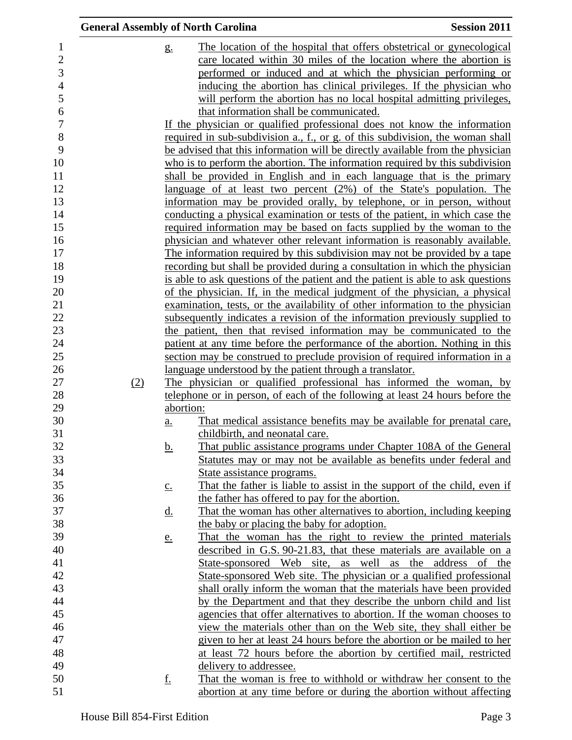g. The location of the hospital that offers obstetrical or gynecological care located within 30 miles of the location where the abortion is performed or induced and at which the physician performing or inducing the abortion has clinical privileges. If the physician who will perform the abortion has no local hospital admitting privileges, that information shall be communicated.

If the physician or qualified professional does not know the information required in sub-subdivision a., f., or g. of this subdivision, the woman shall be advised that this information will be directly available from the physician who is to perform the abortion. The information required by this subdivision shall be provided in English and in each language that is the primary language of at least two percent (2%) of the State's population. The information may be provided orally, by telephone, or in person, without conducting a physical examination or tests of the patient, in which case the required information may be based on facts supplied by the woman to the physician and whatever other relevant information is reasonably available. The information required by this subdivision may not be provided by a tape recording but shall be provided during a consultation in which the physician is able to ask questions of the patient and the patient is able to ask questions of the physician. If, in the medical judgment of the physician, a physical examination, tests, or the availability of other information to the physician subsequently indicates a revision of the information previously supplied to the patient, then that revised information may be communicated to the patient at any time before the performance of the abortion. Nothing in this section may be construed to preclude provision of required information in a language understood by the patient through a translator.

(2) The physician or qualified professional has informed the woman, by telephone or in person, of each of the following at least 24 hours before the abortion:

a. That medical assistance benefits may be available for prenatal care, childbirth, and neonatal care.

b. That public assistance programs under Chapter 108A of the General Statutes may or may not be available as benefits under federal and State assistance programs.

c. That the father is liable to assist in the support of the child, even if the father has offered to pay for the abortion.

d. That the woman has other alternatives to abortion, including keeping the baby or placing the baby for adoption.

e. That the woman has the right to review the printed materials described in G.S. 90-21.83, that these materials are available on a State-sponsored Web site, as well as the address of the State-sponsored Web site. The physician or a qualified professional shall orally inform the woman that the materials have been provided by the Department and that they describe the unborn child and list agencies that offer alternatives to abortion. If the woman chooses to view the materials other than on the Web site, they shall either be given to her at least 24 hours before the abortion or be mailed to her at least 72 hours before the abortion by certified mail, restricted delivery to addressee.

f. That the woman is free to withhold or withdraw her consent to the abortion at any time before or during the abortion without affecting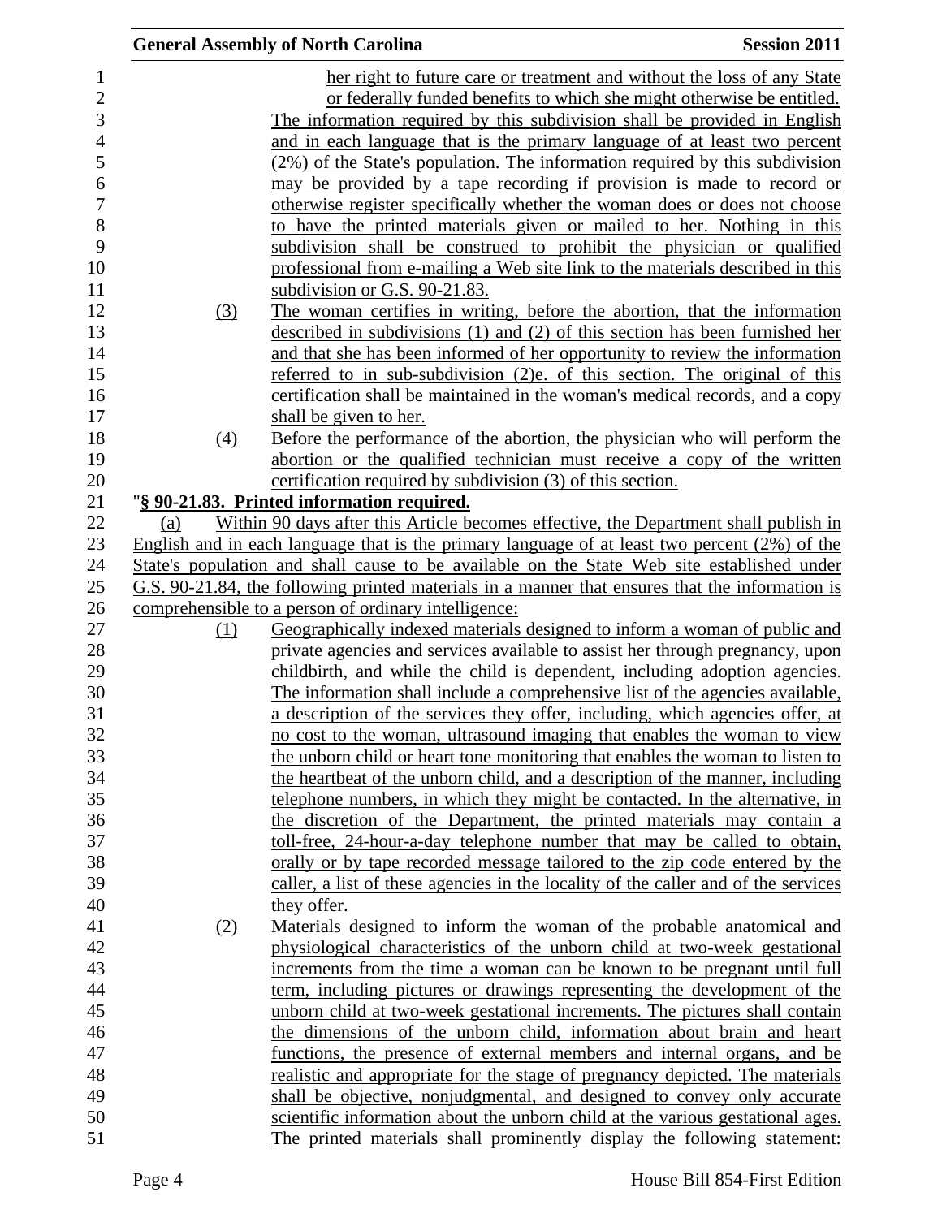her right to future care or treatment and without the loss of any State or federally funded benefits to which she might otherwise be entitled.

The information required by this subdivision shall be provided in English and in each language that is the primary language of at least two percent (2%) of the State's population. The information required by this subdivision may be provided by a tape recording if provision is made to record or otherwise register specifically whether the woman does or does not choose to have the printed materials given or mailed to her. Nothing in this subdivision shall be construed to prohibit the physician or qualified professional from e-mailing a Web site link to the materials described in this subdivision or G.S. 90-21.83.

(3) The woman certifies in writing, before the abortion, that the information described in subdivisions (1) and (2) of this section has been furnished her and that she has been informed of her opportunity to review the information referred to in sub-subdivision (2)e. of this section. The original of this certification shall be maintained in the woman's medical records, and a copy shall be given to her.

(4) Before the performance of the abortion, the physician who will perform the abortion or the qualified technician must receive a copy of the written certification required by subdivision (3) of this section.

"**§ 90-21.83. Printed information required.**

(a) Within 90 days after this Article becomes effective, the Department shall publish in English and in each language that is the primary language of at least two percent (2%) of the State's population and shall cause to be available on the State Web site established under G.S. 90-21.84, the following printed materials in a manner that ensures that the information is comprehensible to a person of ordinary intelligence:

(1) Geographically indexed materials designed to inform a woman of public and private agencies and services available to assist her through pregnancy, upon childbirth, and while the child is dependent, including adoption agencies. The information shall include a comprehensive list of the agencies available, a description of the services they offer, including, which agencies offer, at no cost to the woman, ultrasound imaging that enables the woman to view the unborn child or heart tone monitoring that enables the woman to listen to the heartbeat of the unborn child, and a description of the manner, including telephone numbers, in which they might be contacted. In the alternative, in the discretion of the Department, the printed materials may contain a toll-free, 24-hour-a-day telephone number that may be called to obtain, orally or by tape recorded message tailored to the zip code entered by the caller, a list of these agencies in the locality of the caller and of the services they offer.

(2) Materials designed to inform the woman of the probable anatomical and physiological characteristics of the unborn child at two-week gestational increments from the time a woman can be known to be pregnant until full term, including pictures or drawings representing the development of the unborn child at two-week gestational increments. The pictures shall contain the dimensions of the unborn child, information about brain and heart functions, the presence of external members and internal organs, and be realistic and appropriate for the stage of pregnancy depicted. The materials shall be objective, nonjudgmental, and designed to convey only accurate scientific information about the unborn child at the various gestational ages. The printed materials shall prominently display the following statement: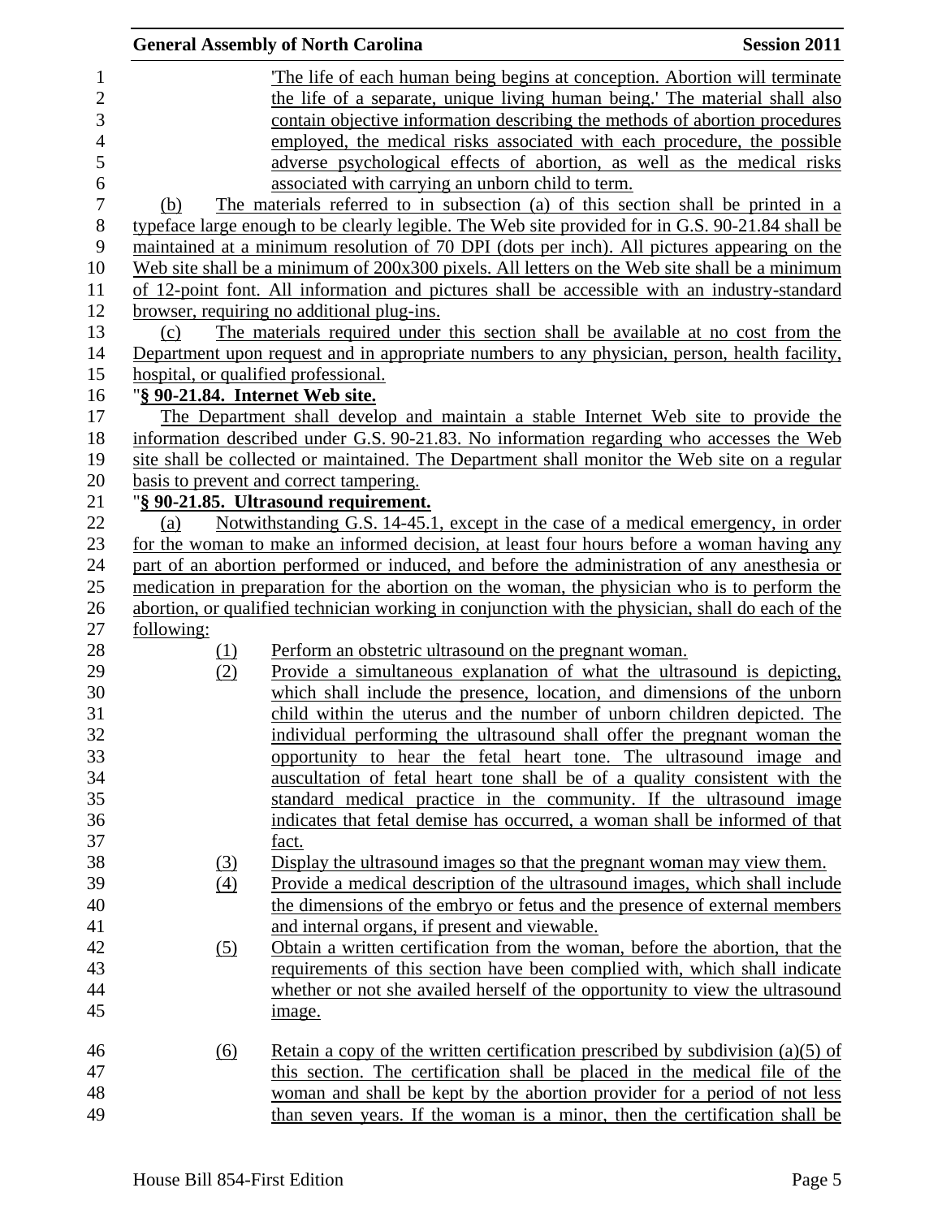'The life of each human being begins at conception. Abortion will terminate the life of a separate, unique living human being.' The material shall also contain objective information describing the methods of abortion procedures employed, the medical risks associated with each procedure, the possible adverse psychological effects of abortion, as well as the medical risks associated with carrying an unborn child to term.

(b) The materials referred to in subsection (a) of this section shall be printed in a typeface large enough to be clearly legible. The Web site provided for in G.S. 90-21.84 shall be maintained at a minimum resolution of 70 DPI (dots per inch). All pictures appearing on the Web site shall be a minimum of 200x300 pixels. All letters on the Web site shall be a minimum of 12-point font. All information and pictures shall be accessible with an industry-standard browser, requiring no additional plug-ins.

(c) The materials required under this section shall be available at no cost from the Department upon request and in appropriate numbers to any physician, person, health facility, hospital, or qualified professional.

"**§ 90-21.84. Internet Web site.**

The Department shall develop and maintain a stable Internet Web site to provide the information described under G.S. 90-21.83. No information regarding who accesses the Web site shall be collected or maintained. The Department shall monitor the Web site on a regular basis to prevent and correct tampering.

"**§ 90-21.85. Ultrasound requirement.**

(a) Notwithstanding G.S. 14-45.1, except in the case of a medical emergency, in order for the woman to make an informed decision, at least four hours before a woman having any part of an abortion performed or induced, and before the administration of any anesthesia or medication in preparation for the abortion on the woman, the physician who is to perform the abortion, or qualified technician working in conjunction with the physician, shall do each of the following:

(1) Perform an obstetric ultrasound on the pregnant woman.

(2) Provide a simultaneous explanation of what the ultrasound is depicting, which shall include the presence, location, and dimensions of the unborn child within the uterus and the number of unborn children depicted. The individual performing the ultrasound shall offer the pregnant woman the opportunity to hear the fetal heart tone. The ultrasound image and auscultation of fetal heart tone shall be of a quality consistent with the standard medical practice in the community. If the ultrasound image indicates that fetal demise has occurred, a woman shall be informed of that fact.

(3) Display the ultrasound images so that the pregnant woman may view them.

(4) Provide a medical description of the ultrasound images, which shall include the dimensions of the embryo or fetus and the presence of external members and internal organs, if present and viewable.

(5) Obtain a written certification from the woman, before the abortion, that the requirements of this section have been complied with, which shall indicate whether or not she availed herself of the opportunity to view the ultrasound image.

(6) Retain a copy of the written certification prescribed by subdivision (a)(5) of this section. The certification shall be placed in the medical file of the woman and shall be kept by the abortion provider for a period of not less than seven years. If the woman is a minor, then the certification shall be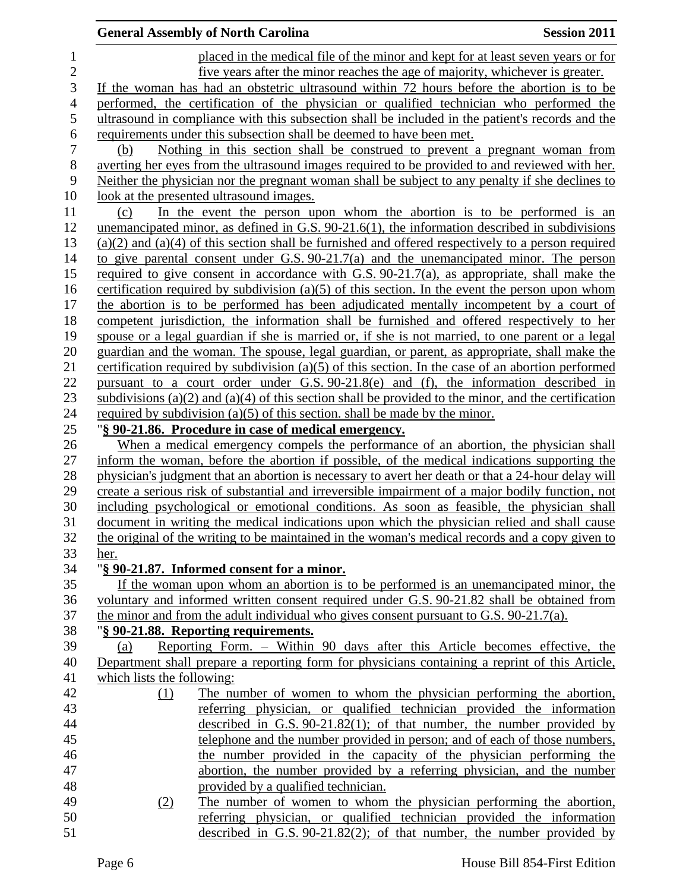placed in the medical file of the minor and kept for at least seven years or for five years after the minor reaches the age of majority, whichever is greater.

If the woman has had an obstetric ultrasound within 72 hours before the abortion is to be performed, the certification of the physician or qualified technician who performed the ultrasound in compliance with this subsection shall be included in the patient's records and the requirements under this subsection shall be deemed to have been met.

(b) Nothing in this section shall be construed to prevent a pregnant woman from averting her eyes from the ultrasound images required to be provided to and reviewed with her. Neither the physician nor the pregnant woman shall be subject to any penalty if she declines to look at the presented ultrasound images.

(c) In the event the person upon whom the abortion is to be performed is an unemancipated minor, as defined in G.S. 90-21.6(1), the information described in subdivisions (a)(2) and (a)(4) of this section shall be furnished and offered respectively to a person required to give parental consent under G.S. 90-21.7(a) and the unemancipated minor. The person required to give consent in accordance with G.S. 90-21.7(a), as appropriate, shall make the certification required by subdivision (a)(5) of this section. In the event the person upon whom the abortion is to be performed has been adjudicated mentally incompetent by a court of competent jurisdiction, the information shall be furnished and offered respectively to her spouse or a legal guardian if she is married or, if she is not married, to one parent or a legal guardian and the woman. The spouse, legal guardian, or parent, as appropriate, shall make the certification required by subdivision (a)(5) of this section. In the case of an abortion performed pursuant to a court order under G.S. 90-21.8(e) and (f), the information described in subdivisions (a)(2) and (a)(4) of this section shall be provided to the minor, and the certification required by subdivision (a)(5) of this section. shall be made by the minor.

"**§ 90-21.86. Procedure in case of medical emergency.**

When a medical emergency compels the performance of an abortion, the physician shall inform the woman, before the abortion if possible, of the medical indications supporting the physician's judgment that an abortion is necessary to avert her death or that a 24-hour delay will create a serious risk of substantial and irreversible impairment of a major bodily function, not including psychological or emotional conditions. As soon as feasible, the physician shall document in writing the medical indications upon which the physician relied and shall cause the original of the writing to be maintained in the woman's medical records and a copy given to her.

"**§ 90-21.87. Informed consent for a minor.**

If the woman upon whom an abortion is to be performed is an unemancipated minor, the voluntary and informed written consent required under G.S. 90-21.82 shall be obtained from the minor and from the adult individual who gives consent pursuant to G.S. 90-21.7(a).

"**§ 90-21.88. Reporting requirements.**

(a) Reporting Form. – Within 90 days after this Article becomes effective, the Department shall prepare a reporting form for physicians containing a reprint of this Article, which lists the following:

(1) The number of women to whom the physician performing the abortion, referring physician, or qualified technician provided the information described in G.S. 90-21.82(1); of that number, the number provided by telephone and the number provided in person; and of each of those numbers, the number provided in the capacity of the physician performing the abortion, the number provided by a referring physician, and the number provided by a qualified technician.

(2) The number of women to whom the physician performing the abortion, referring physician, or qualified technician provided the information described in G.S. 90-21.82(2); of that number, the number provided by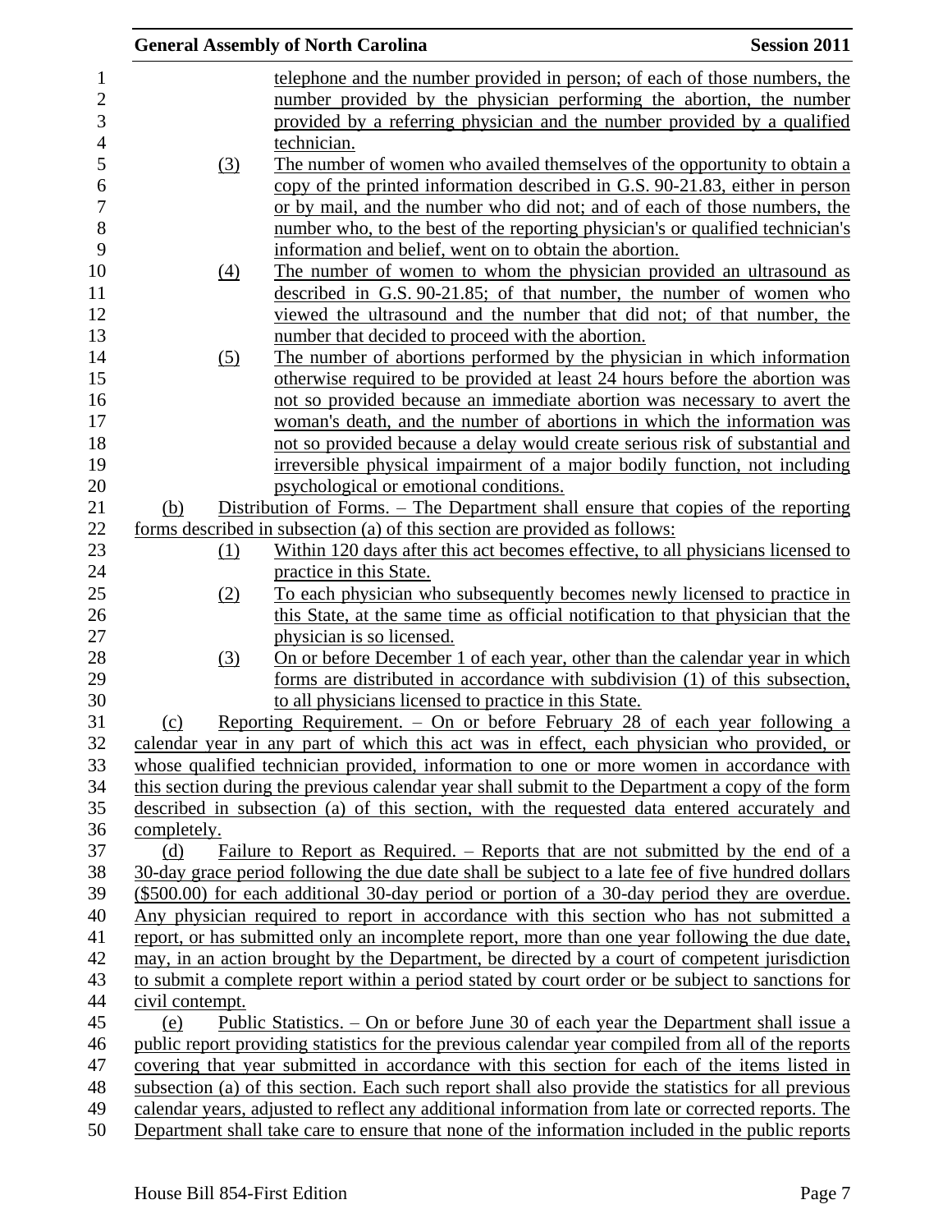telephone and the number provided in person; of each of those numbers, the number provided by the physician performing the abortion, the number provided by a referring physician and the number provided by a qualified technician.

(3) The number of women who availed themselves of the opportunity to obtain a copy of the printed information described in G.S. 90-21.83, either in person or by mail, and the number who did not; and of each of those numbers, the number who, to the best of the reporting physician's or qualified technician's information and belief, went on to obtain the abortion.

(4) The number of women to whom the physician provided an ultrasound as described in G.S. 90-21.85; of that number, the number of women who viewed the ultrasound and the number that did not; of that number, the number that decided to proceed with the abortion.

(5) The number of abortions performed by the physician in which information otherwise required to be provided at least 24 hours before the abortion was not so provided because an immediate abortion was necessary to avert the woman's death, and the number of abortions in which the information was not so provided because a delay would create serious risk of substantial and irreversible physical impairment of a major bodily function, not including psychological or emotional conditions.

(b) Distribution of Forms. – The Department shall ensure that copies of the reporting forms described in subsection (a) of this section are provided as follows:

(1) Within 120 days after this act becomes effective, to all physicians licensed to practice in this State.

(2) To each physician who subsequently becomes newly licensed to practice in this State, at the same time as official notification to that physician that the physician is so licensed.

(3) On or before December 1 of each year, other than the calendar year in which forms are distributed in accordance with subdivision (1) of this subsection, to all physicians licensed to practice in this State.

(c) Reporting Requirement. – On or before February 28 of each year following a calendar year in any part of which this act was in effect, each physician who provided, or whose qualified technician provided, information to one or more women in accordance with this section during the previous calendar year shall submit to the Department a copy of the form described in subsection (a) of this section, with the requested data entered accurately and completely.

(d) Failure to Report as Required. – Reports that are not submitted by the end of a 30-day grace period following the due date shall be subject to a late fee of five hundred dollars ($500.00) for each additional 30-day period or portion of a 30-day period they are overdue. Any physician required to report in accordance with this section who has not submitted a report, or has submitted only an incomplete report, more than one year following the due date, may, in an action brought by the Department, be directed by a court of competent jurisdiction to submit a complete report within a period stated by court order or be subject to sanctions for civil contempt.

(e) Public Statistics. – On or before June 30 of each year the Department shall issue a public report providing statistics for the previous calendar year compiled from all of the reports covering that year submitted in accordance with this section for each of the items listed in subsection (a) of this section. Each such report shall also provide the statistics for all previous calendar years, adjusted to reflect any additional information from late or corrected reports. The Department shall take care to ensure that none of the information included in the public reports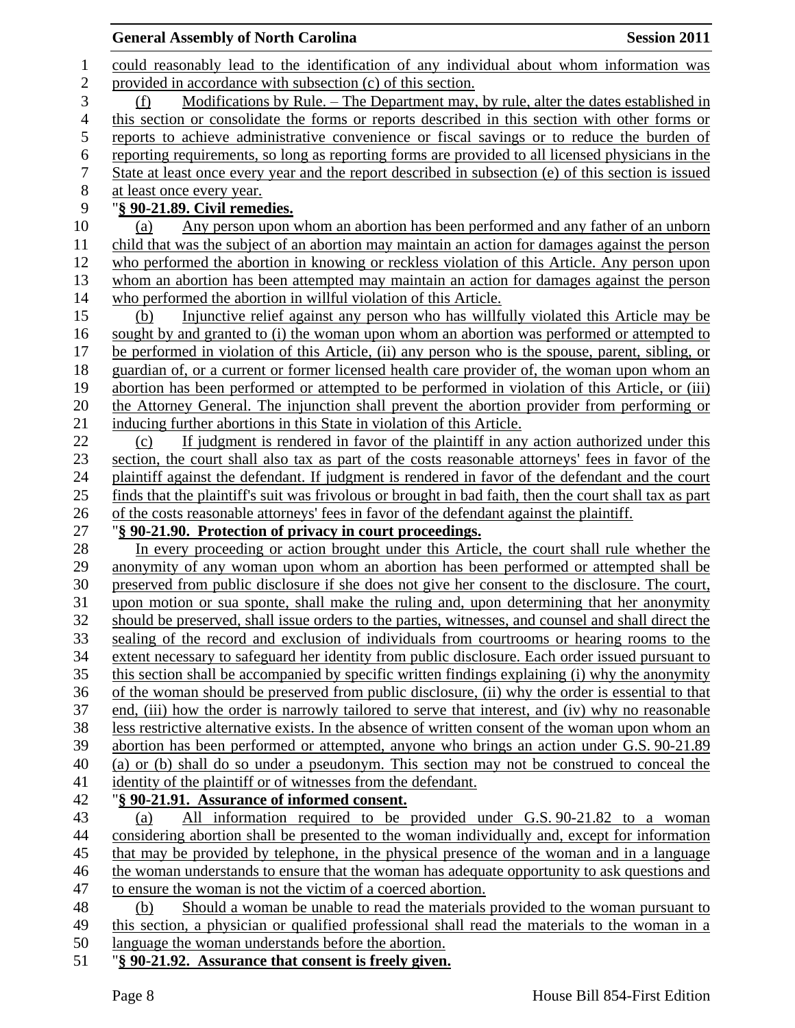could reasonably lead to the identification of any individual about whom information was provided in accordance with subsection (c) of this section.

(f) Modifications by Rule. – The Department may, by rule, alter the dates established in this section or consolidate the forms or reports described in this section with other forms or reports to achieve administrative convenience or fiscal savings or to reduce the burden of reporting requirements, so long as reporting forms are provided to all licensed physicians in the State at least once every year and the report described in subsection (e) of this section is issued at least once every year.

"**§ 90-21.89. Civil remedies.**

(a) Any person upon whom an abortion has been performed and any father of an unborn child that was the subject of an abortion may maintain an action for damages against the person who performed the abortion in knowing or reckless violation of this Article. Any person upon whom an abortion has been attempted may maintain an action for damages against the person who performed the abortion in willful violation of this Article.

(b) Injunctive relief against any person who has willfully violated this Article may be sought by and granted to (i) the woman upon whom an abortion was performed or attempted to be performed in violation of this Article, (ii) any person who is the spouse, parent, sibling, or guardian of, or a current or former licensed health care provider of, the woman upon whom an abortion has been performed or attempted to be performed in violation of this Article, or (iii) the Attorney General. The injunction shall prevent the abortion provider from performing or inducing further abortions in this State in violation of this Article.

(c) If judgment is rendered in favor of the plaintiff in any action authorized under this section, the court shall also tax as part of the costs reasonable attorneys' fees in favor of the plaintiff against the defendant. If judgment is rendered in favor of the defendant and the court finds that the plaintiff's suit was frivolous or brought in bad faith, then the court shall tax as part of the costs reasonable attorneys' fees in favor of the defendant against the plaintiff.

"**§ 90-21.90. Protection of privacy in court proceedings.**

In every proceeding or action brought under this Article, the court shall rule whether the anonymity of any woman upon whom an abortion has been performed or attempted shall be preserved from public disclosure if she does not give her consent to the disclosure. The court, upon motion or sua sponte, shall make the ruling and, upon determining that her anonymity should be preserved, shall issue orders to the parties, witnesses, and counsel and shall direct the sealing of the record and exclusion of individuals from courtrooms or hearing rooms to the extent necessary to safeguard her identity from public disclosure. Each order issued pursuant to this section shall be accompanied by specific written findings explaining (i) why the anonymity of the woman should be preserved from public disclosure, (ii) why the order is essential to that end, (iii) how the order is narrowly tailored to serve that interest, and (iv) why no reasonable less restrictive alternative exists. In the absence of written consent of the woman upon whom an abortion has been performed or attempted, anyone who brings an action under G.S. 90-21.89 (a) or (b) shall do so under a pseudonym. This section may not be construed to conceal the identity of the plaintiff or of witnesses from the defendant.

"**§ 90-21.91. Assurance of informed consent.**

(a) All information required to be provided under G.S. 90-21.82 to a woman considering abortion shall be presented to the woman individually and, except for information that may be provided by telephone, in the physical presence of the woman and in a language the woman understands to ensure that the woman has adequate opportunity to ask questions and to ensure the woman is not the victim of a coerced abortion.

(b) Should a woman be unable to read the materials provided to the woman pursuant to this section, a physician or qualified professional shall read the materials to the woman in a language the woman understands before the abortion.

"**§ 90-21.92. Assurance that consent is freely given.**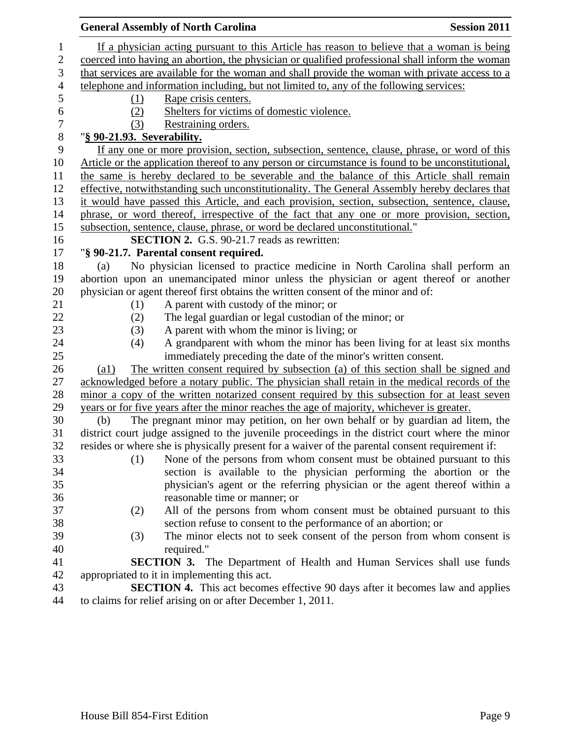If a physician acting pursuant to this Article has reason to believe that a woman is being coerced into having an abortion, the physician or qualified professional shall inform the woman that services are available for the woman and shall provide the woman with private access to a telephone and information including, but not limited to, any of the following services:

(1) Rape crisis centers.
(2) Shelters for victims of domestic violence.
(3) Restraining orders.

"**§ 90-21.93. Severability.**

If any one or more provision, section, subsection, sentence, clause, phrase, or word of this Article or the application thereof to any person or circumstance is found to be unconstitutional, the same is hereby declared to be severable and the balance of this Article shall remain effective, notwithstanding such unconstitutionality. The General Assembly hereby declares that it would have passed this Article, and each provision, section, subsection, sentence, clause, phrase, or word thereof, irrespective of the fact that any one or more provision, section, subsection, sentence, clause, phrase, or word be declared unconstitutional."

**SECTION 2.** G.S. 90-21.7 reads as rewritten:

"**§ 90-21.7. Parental consent required.**

(a) No physician licensed to practice medicine in North Carolina shall perform an abortion upon an unemancipated minor unless the physician or agent thereof or another physician or agent thereof first obtains the written consent of the minor and of:

(1) A parent with custody of the minor; or
(2) The legal guardian or legal custodian of the minor; or
(3) A parent with whom the minor is living; or
(4) A grandparent with whom the minor has been living for at least six months immediately preceding the date of the minor's written consent.

(a1) The written consent required by subsection (a) of this section shall be signed and acknowledged before a notary public. The physician shall retain in the medical records of the minor a copy of the written notarized consent required by this subsection for at least seven years or for five years after the minor reaches the age of majority, whichever is greater.

(b) The pregnant minor may petition, on her own behalf or by guardian ad litem, the district court judge assigned to the juvenile proceedings in the district court where the minor resides or where she is physically present for a waiver of the parental consent requirement if:

(1) None of the persons from whom consent must be obtained pursuant to this section is available to the physician performing the abortion or the physician's agent or the referring physician or the agent thereof within a reasonable time or manner; or
(2) All of the persons from whom consent must be obtained pursuant to this section refuse to consent to the performance of an abortion; or
(3) The minor elects not to seek consent of the person from whom consent is required."

**SECTION 3.** The Department of Health and Human Services shall use funds appropriated to it in implementing this act.

**SECTION 4.** This act becomes effective 90 days after it becomes law and applies to claims for relief arising on or after December 1, 2011.